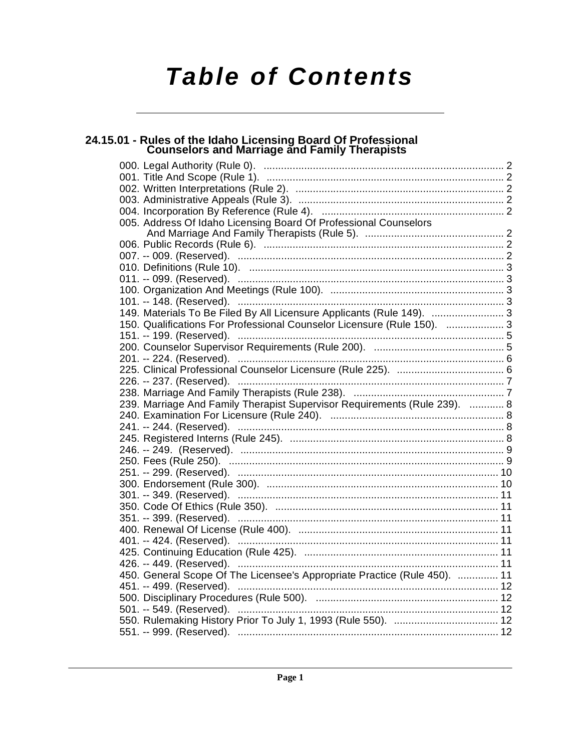# Table of Contents

## 24.15.01 - Rules of the Idaho Licensing Board Of Professional Counselors and Marriage and Family Therapists

000. Legal Authority (Rule 0). .......... 2
001. Title And Scope (Rule 1). .......... 2
002. Written Interpretations (Rule 2). .......... 2
003. Administrative Appeals (Rule 3). .......... 2
004. Incorporation By Reference (Rule 4). .......... 2
005. Address Of Idaho Licensing Board Of Professional Counselors And Marriage And Family Therapists (Rule 5). .......... 2
006. Public Records (Rule 6). .......... 2
007. -- 009. (Reserved). .......... 2
010. Definitions (Rule 10). .......... 3
011. -- 099. (Reserved). .......... 3
100. Organization And Meetings (Rule 100). .......... 3
101. -- 148. (Reserved). .......... 3
149. Materials To Be Filed By All Licensure Applicants (Rule 149). .......... 3
150. Qualifications For Professional Counselor Licensure (Rule 150). .......... 3
151. -- 199. (Reserved). .......... 5
200. Counselor Supervisor Requirements (Rule 200). .......... 5
201. -- 224. (Reserved). .......... 6
225. Clinical Professional Counselor Licensure (Rule 225). .......... 6
226. -- 237. (Reserved). .......... 7
238. Marriage And Family Therapists (Rule 238). .......... 7
239. Marriage And Family Therapist Supervisor Requirements (Rule 239). .......... 8
240. Examination For Licensure (Rule 240). .......... 8
241. -- 244. (Reserved). .......... 8
245. Registered Interns (Rule 245). .......... 8
246. -- 249. (Reserved). .......... 9
250. Fees (Rule 250). .......... 9
251. -- 299. (Reserved). .......... 10
300. Endorsement (Rule 300). .......... 10
301. -- 349. (Reserved). .......... 11
350. Code Of Ethics (Rule 350). .......... 11
351. -- 399. (Reserved). .......... 11
400. Renewal Of License (Rule 400). .......... 11
401. -- 424. (Reserved). .......... 11
425. Continuing Education (Rule 425). .......... 11
426. -- 449. (Reserved). .......... 11
450. General Scope Of The Licensee's Appropriate Practice (Rule 450). .......... 11
451. -- 499. (Reserved). .......... 12
500. Disciplinary Procedures (Rule 500). .......... 12
501. -- 549. (Reserved). .......... 12
550. Rulemaking History Prior To July 1, 1993 (Rule 550). .......... 12
551. -- 999. (Reserved). .......... 12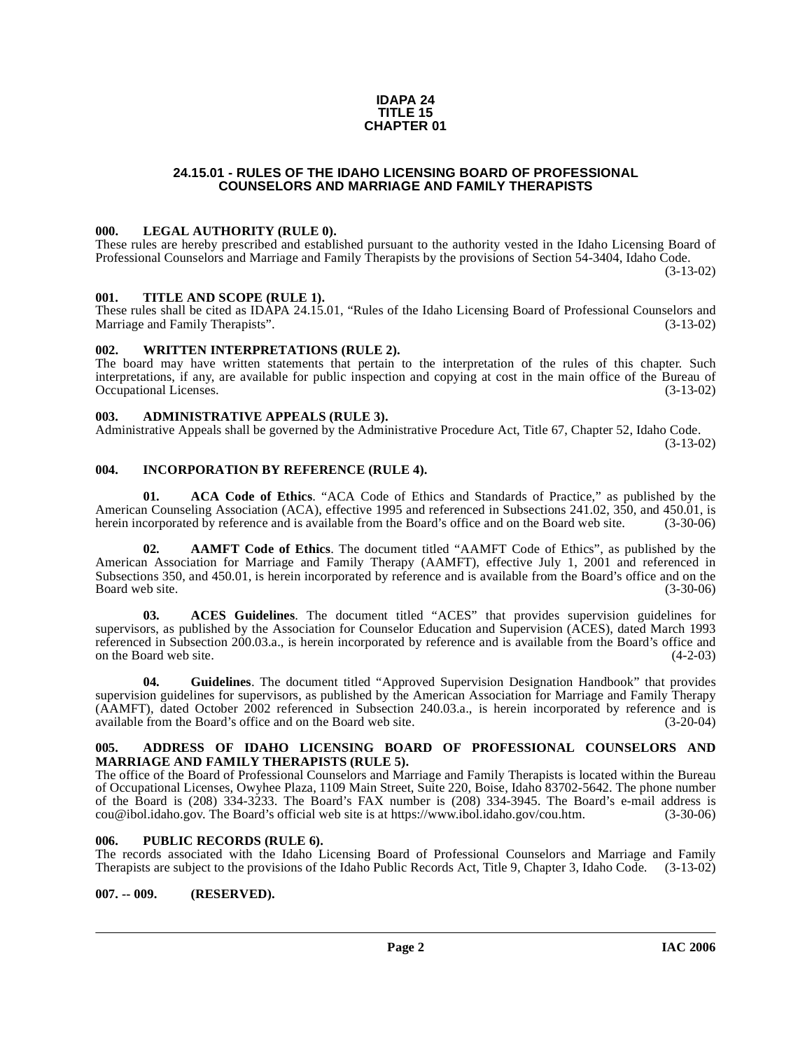**IDAPA 24**
**TITLE 15**
**CHAPTER 01**

# 24.15.01 - RULES OF THE IDAHO LICENSING BOARD OF PROFESSIONAL COUNSELORS AND MARRIAGE AND FAMILY THERAPISTS

### 000. LEGAL AUTHORITY (RULE 0).

These rules are hereby prescribed and established pursuant to the authority vested in the Idaho Licensing Board of Professional Counselors and Marriage and Family Therapists by the provisions of Section 54-3404, Idaho Code. (3-13-02)

### 001. TITLE AND SCOPE (RULE 1).

These rules shall be cited as IDAPA 24.15.01, "Rules of the Idaho Licensing Board of Professional Counselors and Marriage and Family Therapists". (3-13-02)

### 002. WRITTEN INTERPRETATIONS (RULE 2).

The board may have written statements that pertain to the interpretation of the rules of this chapter. Such interpretations, if any, are available for public inspection and copying at cost in the main office of the Bureau of Occupational Licenses. (3-13-02)

### 003. ADMINISTRATIVE APPEALS (RULE 3).

Administrative Appeals shall be governed by the Administrative Procedure Act, Title 67, Chapter 52, Idaho Code. (3-13-02)

### 004. INCORPORATION BY REFERENCE (RULE 4).

**01. ACA Code of Ethics**. "ACA Code of Ethics and Standards of Practice," as published by the American Counseling Association (ACA), effective 1995 and referenced in Subsections 241.02, 350, and 450.01, is herein incorporated by reference and is available from the Board's office and on the Board web site. (3-30-06)

**02. AAMFT Code of Ethics**. The document titled "AAMFT Code of Ethics", as published by the American Association for Marriage and Family Therapy (AAMFT), effective July 1, 2001 and referenced in Subsections 350, and 450.01, is herein incorporated by reference and is available from the Board's office and on the Board web site. (3-30-06)

**03. ACES Guidelines**. The document titled "ACES" that provides supervision guidelines for supervisors, as published by the Association for Counselor Education and Supervision (ACES), dated March 1993 referenced in Subsection 200.03.a., is herein incorporated by reference and is available from the Board's office and on the Board web site. (4-2-03)

**04. Guidelines**. The document titled "Approved Supervision Designation Handbook" that provides supervision guidelines for supervisors, as published by the American Association for Marriage and Family Therapy (AAMFT), dated October 2002 referenced in Subsection 240.03.a., is herein incorporated by reference and is available from the Board's office and on the Board web site. (3-20-04)

### 005. ADDRESS OF IDAHO LICENSING BOARD OF PROFESSIONAL COUNSELORS AND MARRIAGE AND FAMILY THERAPISTS (RULE 5).

The office of the Board of Professional Counselors and Marriage and Family Therapists is located within the Bureau of Occupational Licenses, Owyhee Plaza, 1109 Main Street, Suite 220, Boise, Idaho 83702-5642. The phone number of the Board is (208) 334-3233. The Board's FAX number is (208) 334-3945. The Board's e-mail address is cou@ibol.idaho.gov. The Board's official web site is at https://www.ibol.idaho.gov/cou.htm. (3-30-06)

### 006. PUBLIC RECORDS (RULE 6).

The records associated with the Idaho Licensing Board of Professional Counselors and Marriage and Family Therapists are subject to the provisions of the Idaho Public Records Act, Title 9, Chapter 3, Idaho Code. (3-13-02)

### 007. -- 009. (RESERVED).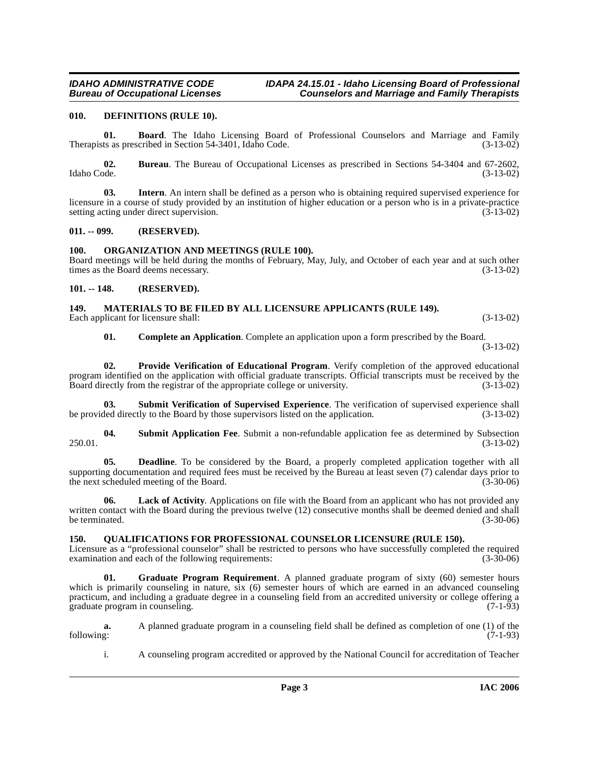### 010. DEFINITIONS (RULE 10).

**01. Board**. The Idaho Licensing Board of Professional Counselors and Marriage and Family Therapists as prescribed in Section 54-3401, Idaho Code. (3-13-02)

**02. Bureau**. The Bureau of Occupational Licenses as prescribed in Sections 54-3404 and 67-2602, Idaho Code. (3-13-02)

**03. Intern**. An intern shall be defined as a person who is obtaining required supervised experience for licensure in a course of study provided by an institution of higher education or a person who is in a private-practice setting acting under direct supervision. (3-13-02)

### 011. -- 099. (RESERVED).

### 100. ORGANIZATION AND MEETINGS (RULE 100).

Board meetings will be held during the months of February, May, July, and October of each year and at such other times as the Board deems necessary. (3-13-02)

### 101. -- 148. (RESERVED).

### 149. MATERIALS TO BE FILED BY ALL LICENSURE APPLICANTS (RULE 149).

Each applicant for licensure shall: (3-13-02)

**01. Complete an Application**. Complete an application upon a form prescribed by the Board. (3-13-02)

**02. Provide Verification of Educational Program**. Verify completion of the approved educational program identified on the application with official graduate transcripts. Official transcripts must be received by the Board directly from the registrar of the appropriate college or university. (3-13-02)

**03. Submit Verification of Supervised Experience**. The verification of supervised experience shall be provided directly to the Board by those supervisors listed on the application. (3-13-02)

**04. Submit Application Fee**. Submit a non-refundable application fee as determined by Subsection 250.01. (3-13-02)

**05. Deadline**. To be considered by the Board, a properly completed application together with all supporting documentation and required fees must be received by the Bureau at least seven (7) calendar days prior to the next scheduled meeting of the Board. (3-30-06)

**06. Lack of Activity**. Applications on file with the Board from an applicant who has not provided any written contact with the Board during the previous twelve (12) consecutive months shall be deemed denied and shall be terminated. (3-30-06)

### 150. QUALIFICATIONS FOR PROFESSIONAL COUNSELOR LICENSURE (RULE 150).

Licensure as a "professional counselor" shall be restricted to persons who have successfully completed the required examination and each of the following requirements: (3-30-06)

**01. Graduate Program Requirement**. A planned graduate program of sixty (60) semester hours which is primarily counseling in nature, six (6) semester hours of which are earned in an advanced counseling practicum, and including a graduate degree in a counseling field from an accredited university or college offering a graduate program in counseling. (7-1-93)

**a.** A planned graduate program in a counseling field shall be defined as completion of one (1) of the following: (7-1-93)

i. A counseling program accredited or approved by the National Council for accreditation of Teacher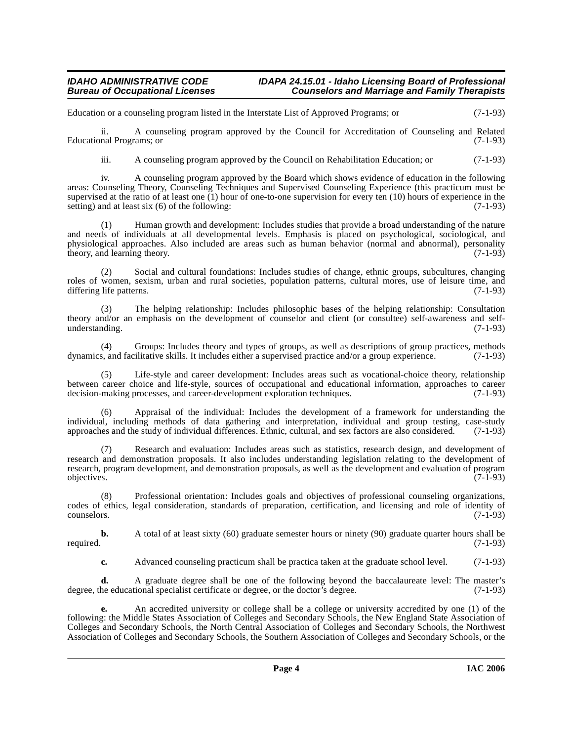Education or a counseling program listed in the Interstate List of Approved Programs; or (7-1-93)

ii. A counseling program approved by the Council for Accreditation of Counseling and Related Educational Programs; or (7-1-93)

iii. A counseling program approved by the Council on Rehabilitation Education; or (7-1-93)

iv. A counseling program approved by the Board which shows evidence of education in the following areas: Counseling Theory, Counseling Techniques and Supervised Counseling Experience (this practicum must be supervised at the ratio of at least one (1) hour of one-to-one supervision for every ten (10) hours of experience in the setting) and at least six (6) of the following: (7-1-93)

(1) Human growth and development: Includes studies that provide a broad understanding of the nature and needs of individuals at all developmental levels. Emphasis is placed on psychological, sociological, and physiological approaches. Also included are areas such as human behavior (normal and abnormal), personality theory, and learning theory. (7-1-93)

(2) Social and cultural foundations: Includes studies of change, ethnic groups, subcultures, changing roles of women, sexism, urban and rural societies, population patterns, cultural mores, use of leisure time, and differing life patterns. (7-1-93)

(3) The helping relationship: Includes philosophic bases of the helping relationship: Consultation theory and/or an emphasis on the development of counselor and client (or consultee) self-awareness and self-understanding. (7-1-93)

(4) Groups: Includes theory and types of groups, as well as descriptions of group practices, methods dynamics, and facilitative skills. It includes either a supervised practice and/or a group experience. (7-1-93)

(5) Life-style and career development: Includes areas such as vocational-choice theory, relationship between career choice and life-style, sources of occupational and educational information, approaches to career decision-making processes, and career-development exploration techniques. (7-1-93)

(6) Appraisal of the individual: Includes the development of a framework for understanding the individual, including methods of data gathering and interpretation, individual and group testing, case-study approaches and the study of individual differences. Ethnic, cultural, and sex factors are also considered. (7-1-93)

(7) Research and evaluation: Includes areas such as statistics, research design, and development of research and demonstration proposals. It also includes understanding legislation relating to the development of research, program development, and demonstration proposals, as well as the development and evaluation of program objectives. (7-1-93)

(8) Professional orientation: Includes goals and objectives of professional counseling organizations, codes of ethics, legal consideration, standards of preparation, certification, and licensing and role of identity of counselors. (7-1-93)

**b.** A total of at least sixty (60) graduate semester hours or ninety (90) graduate quarter hours shall be required. (7-1-93)

**c.** Advanced counseling practicum shall be practica taken at the graduate school level. (7-1-93)

**d.** A graduate degree shall be one of the following beyond the baccalaureate level: The master's degree, the educational specialist certificate or degree, or the doctor's degree. (7-1-93)

**e.** An accredited university or college shall be a college or university accredited by one (1) of the following: the Middle States Association of Colleges and Secondary Schools, the New England State Association of Colleges and Secondary Schools, the North Central Association of Colleges and Secondary Schools, the Northwest Association of Colleges and Secondary Schools, the Southern Association of Colleges and Secondary Schools, or the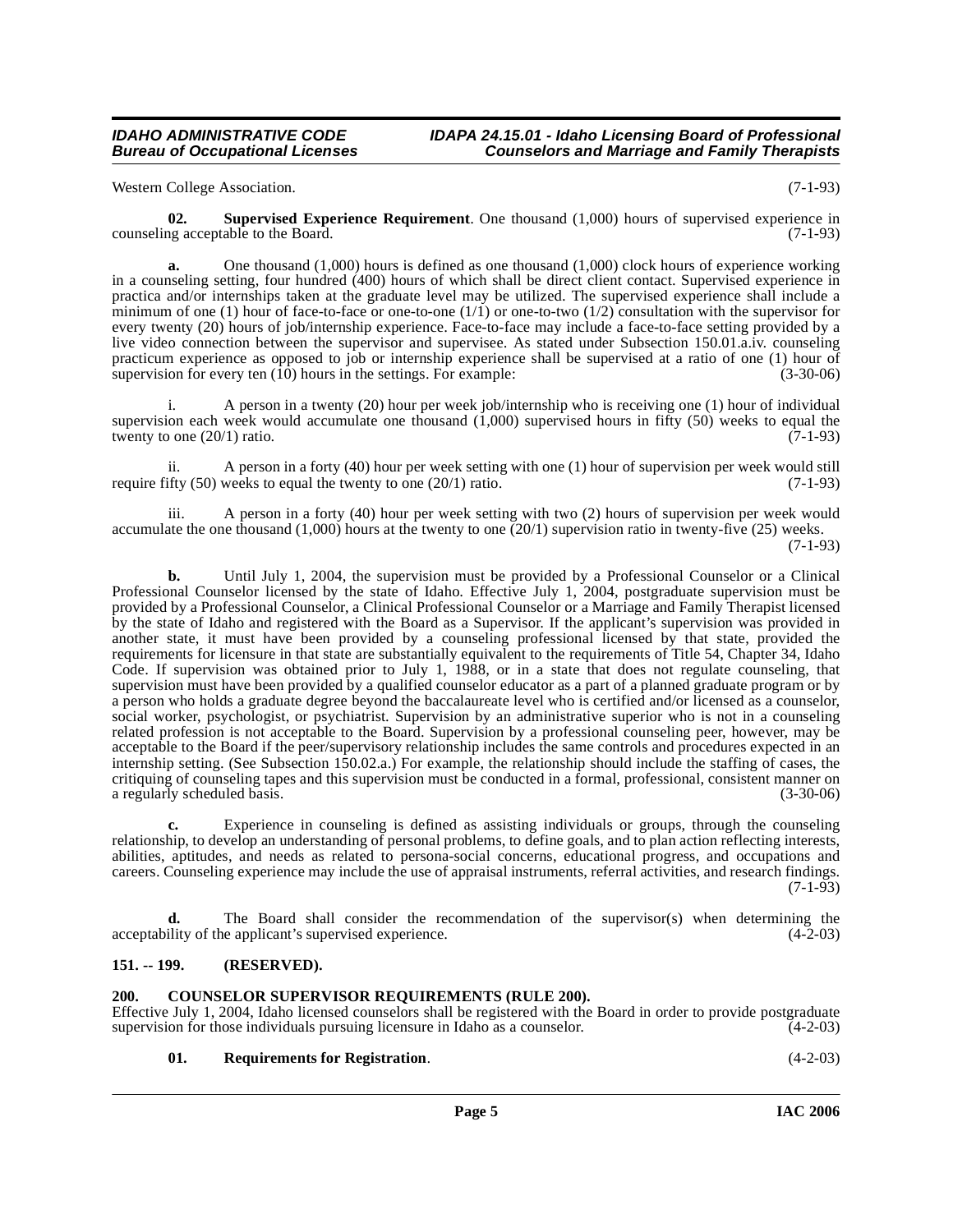Western College Association. (7-1-93)

**02. Supervised Experience Requirement**. One thousand (1,000) hours of supervised experience in counseling acceptable to the Board. (7-1-93)

**a.** One thousand (1,000) hours is defined as one thousand (1,000) clock hours of experience working in a counseling setting, four hundred (400) hours of which shall be direct client contact. Supervised experience in practica and/or internships taken at the graduate level may be utilized. The supervised experience shall include a minimum of one (1) hour of face-to-face or one-to-one (1/1) or one-to-two (1/2) consultation with the supervisor for every twenty (20) hours of job/internship experience. Face-to-face may include a face-to-face setting provided by a live video connection between the supervisor and supervisee. As stated under Subsection 150.01.a.iv. counseling practicum experience as opposed to job or internship experience shall be supervised at a ratio of one (1) hour of supervision for every ten (10) hours in the settings. For example: (3-30-06)

i. A person in a twenty (20) hour per week job/internship who is receiving one (1) hour of individual supervision each week would accumulate one thousand (1,000) supervised hours in fifty (50) weeks to equal the twenty to one (20/1) ratio. (7-1-93)

ii. A person in a forty (40) hour per week setting with one (1) hour of supervision per week would still require fifty (50) weeks to equal the twenty to one (20/1) ratio. (7-1-93)

iii. A person in a forty (40) hour per week setting with two (2) hours of supervision per week would accumulate the one thousand (1,000) hours at the twenty to one (20/1) supervision ratio in twenty-five (25) weeks. (7-1-93)

**b.** Until July 1, 2004, the supervision must be provided by a Professional Counselor or a Clinical Professional Counselor licensed by the state of Idaho. Effective July 1, 2004, postgraduate supervision must be provided by a Professional Counselor, a Clinical Professional Counselor or a Marriage and Family Therapist licensed by the state of Idaho and registered with the Board as a Supervisor. If the applicant's supervision was provided in another state, it must have been provided by a counseling professional licensed by that state, provided the requirements for licensure in that state are substantially equivalent to the requirements of Title 54, Chapter 34, Idaho Code. If supervision was obtained prior to July 1, 1988, or in a state that does not regulate counseling, that supervision must have been provided by a qualified counselor educator as a part of a planned graduate program or by a person who holds a graduate degree beyond the baccalaureate level who is certified and/or licensed as a counselor, social worker, psychologist, or psychiatrist. Supervision by an administrative superior who is not in a counseling related profession is not acceptable to the Board. Supervision by a professional counseling peer, however, may be acceptable to the Board if the peer/supervisory relationship includes the same controls and procedures expected in an internship setting. (See Subsection 150.02.a.) For example, the relationship should include the staffing of cases, the critiquing of counseling tapes and this supervision must be conducted in a formal, professional, consistent manner on a regularly scheduled basis. (3-30-06)

**c.** Experience in counseling is defined as assisting individuals or groups, through the counseling relationship, to develop an understanding of personal problems, to define goals, and to plan action reflecting interests, abilities, aptitudes, and needs as related to persona-social concerns, educational progress, and occupations and careers. Counseling experience may include the use of appraisal instruments, referral activities, and research findings. (7-1-93)

**d.** The Board shall consider the recommendation of the supervisor(s) when determining the acceptability of the applicant's supervised experience. (4-2-03)

## 151. -- 199. (RESERVED).

## 200. COUNSELOR SUPERVISOR REQUIREMENTS (RULE 200).

Effective July 1, 2004, Idaho licensed counselors shall be registered with the Board in order to provide postgraduate supervision for those individuals pursuing licensure in Idaho as a counselor. (4-2-03)

**01. Requirements for Registration**. (4-2-03)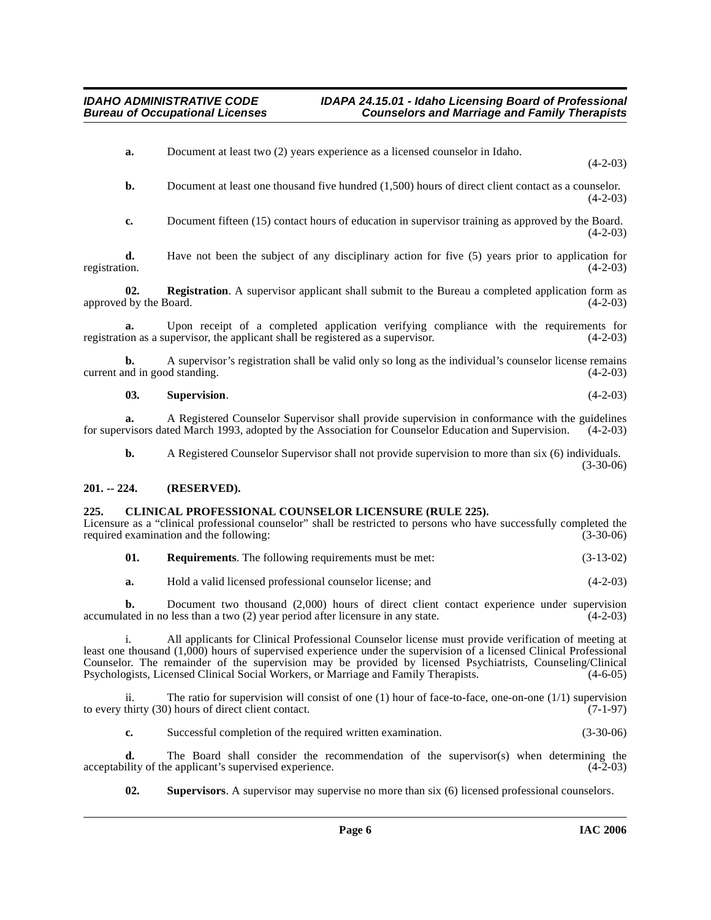**a.** Document at least two (2) years experience as a licensed counselor in Idaho. (4-2-03)

**b.** Document at least one thousand five hundred (1,500) hours of direct client contact as a counselor. (4-2-03)

**c.** Document fifteen (15) contact hours of education in supervisor training as approved by the Board. (4-2-03)

**d.** Have not been the subject of any disciplinary action for five (5) years prior to application for registration. (4-2-03)

**02. Registration**. A supervisor applicant shall submit to the Bureau a completed application form as approved by the Board. (4-2-03)

**a.** Upon receipt of a completed application verifying compliance with the requirements for registration as a supervisor, the applicant shall be registered as a supervisor. (4-2-03)

**b.** A supervisor's registration shall be valid only so long as the individual's counselor license remains current and in good standing. (4-2-03)

**03. Supervision**. (4-2-03)

**a.** A Registered Counselor Supervisor shall provide supervision in conformance with the guidelines for supervisors dated March 1993, adopted by the Association for Counselor Education and Supervision. (4-2-03)

**b.** A Registered Counselor Supervisor shall not provide supervision to more than six (6) individuals. (3-30-06)

## 201. -- 224. (RESERVED).

## 225. CLINICAL PROFESSIONAL COUNSELOR LICENSURE (RULE 225).

Licensure as a "clinical professional counselor" shall be restricted to persons who have successfully completed the required examination and the following: (3-30-06)

**01. Requirements**. The following requirements must be met: (3-13-02)

**a.** Hold a valid licensed professional counselor license; and (4-2-03)

**b.** Document two thousand (2,000) hours of direct client contact experience under supervision accumulated in no less than a two (2) year period after licensure in any state. (4-2-03)

i. All applicants for Clinical Professional Counselor license must provide verification of meeting at least one thousand (1,000) hours of supervised experience under the supervision of a licensed Clinical Professional Counselor. The remainder of the supervision may be provided by licensed Psychiatrists, Counseling/Clinical Psychologists, Licensed Clinical Social Workers, or Marriage and Family Therapists. (4-6-05)

ii. The ratio for supervision will consist of one (1) hour of face-to-face, one-on-one (1/1) supervision to every thirty (30) hours of direct client contact. (7-1-97)

**c.** Successful completion of the required written examination. (3-30-06)

**d.** The Board shall consider the recommendation of the supervisor(s) when determining the acceptability of the applicant's supervised experience. (4-2-03)

**02. Supervisors**. A supervisor may supervise no more than six (6) licensed professional counselors.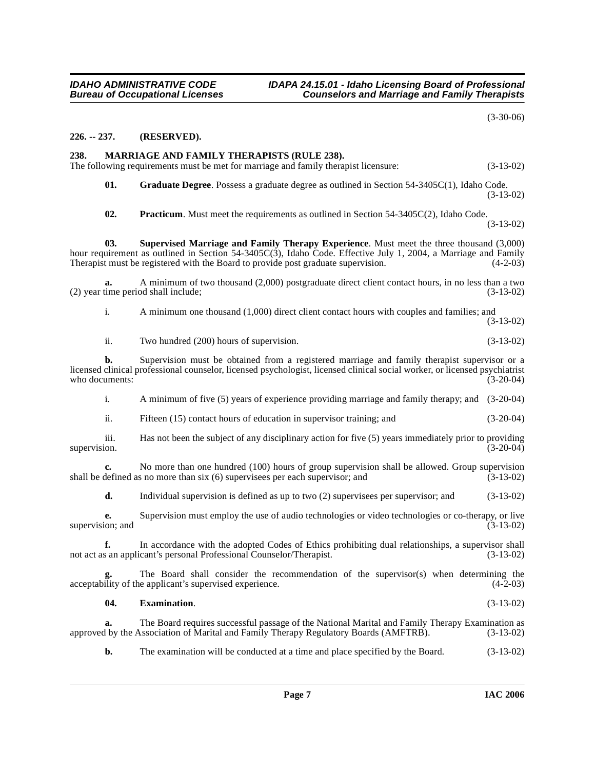(3-30-06)

## 226. -- 237. (RESERVED).

## 238. MARRIAGE AND FAMILY THERAPISTS (RULE 238).

The following requirements must be met for marriage and family therapist licensure: (3-13-02)

**01. Graduate Degree**. Possess a graduate degree as outlined in Section 54-3405C(1), Idaho Code. (3-13-02)

**02. Practicum**. Must meet the requirements as outlined in Section 54-3405C(2), Idaho Code. (3-13-02)

**03. Supervised Marriage and Family Therapy Experience**. Must meet the three thousand (3,000) hour requirement as outlined in Section 54-3405C(3), Idaho Code. Effective July 1, 2004, a Marriage and Family Therapist must be registered with the Board to provide post graduate supervision. (4-2-03)

**a.** A minimum of two thousand (2,000) postgraduate direct client contact hours, in no less than a two (2) year time period shall include; (3-13-02)

i. A minimum one thousand (1,000) direct client contact hours with couples and families; and (3-13-02)

ii. Two hundred (200) hours of supervision. (3-13-02)

**b.** Supervision must be obtained from a registered marriage and family therapist supervisor or a licensed clinical professional counselor, licensed psychologist, licensed clinical social worker, or licensed psychiatrist who documents: (3-20-04)

i. A minimum of five (5) years of experience providing marriage and family therapy; and (3-20-04)

ii. Fifteen (15) contact hours of education in supervisor training; and (3-20-04)

iii. Has not been the subject of any disciplinary action for five (5) years immediately prior to providing supervision. (3-20-04)

**c.** No more than one hundred (100) hours of group supervision shall be allowed. Group supervision shall be defined as no more than six (6) supervisees per each supervisor; and (3-13-02)

**d.** Individual supervision is defined as up to two (2) supervisees per supervisor; and (3-13-02)

**e.** Supervision must employ the use of audio technologies or video technologies or co-therapy, or live supervision; and (3-13-02)

**f.** In accordance with the adopted Codes of Ethics prohibiting dual relationships, a supervisor shall not act as an applicant's personal Professional Counselor/Therapist. (3-13-02)

**g.** The Board shall consider the recommendation of the supervisor(s) when determining the acceptability of the applicant's supervised experience. (4-2-03)

**04. Examination**. (3-13-02)

**a.** The Board requires successful passage of the National Marital and Family Therapy Examination as approved by the Association of Marital and Family Therapy Regulatory Boards (AMFTRB). (3-13-02)

**b.** The examination will be conducted at a time and place specified by the Board. (3-13-02)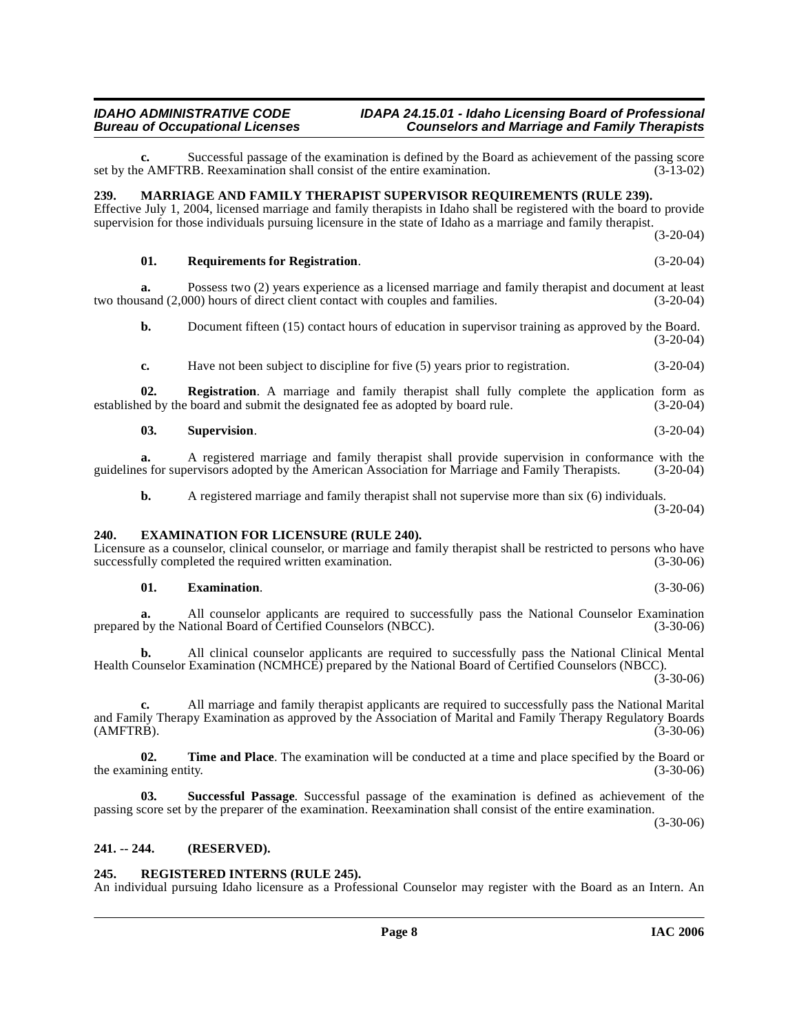**c.** Successful passage of the examination is defined by the Board as achievement of the passing score set by the AMFTRB. Reexamination shall consist of the entire examination. (3-13-02)

## 239. MARRIAGE AND FAMILY THERAPIST SUPERVISOR REQUIREMENTS (RULE 239).

Effective July 1, 2004, licensed marriage and family therapists in Idaho shall be registered with the board to provide supervision for those individuals pursuing licensure in the state of Idaho as a marriage and family therapist. (3-20-04)

**01. Requirements for Registration**. (3-20-04)

**a.** Possess two (2) years experience as a licensed marriage and family therapist and document at least two thousand (2,000) hours of direct client contact with couples and families. (3-20-04)

**b.** Document fifteen (15) contact hours of education in supervisor training as approved by the Board. (3-20-04)

**c.** Have not been subject to discipline for five (5) years prior to registration. (3-20-04)

**02. Registration**. A marriage and family therapist shall fully complete the application form as established by the board and submit the designated fee as adopted by board rule. (3-20-04)

**03. Supervision**. (3-20-04)

**a.** A registered marriage and family therapist shall provide supervision in conformance with the guidelines for supervisors adopted by the American Association for Marriage and Family Therapists. (3-20-04)

**b.** A registered marriage and family therapist shall not supervise more than six (6) individuals. (3-20-04)

## 240. EXAMINATION FOR LICENSURE (RULE 240).

Licensure as a counselor, clinical counselor, or marriage and family therapist shall be restricted to persons who have successfully completed the required written examination. (3-30-06)

**01. Examination**. (3-30-06)

**a.** All counselor applicants are required to successfully pass the National Counselor Examination prepared by the National Board of Certified Counselors (NBCC). (3-30-06)

**b.** All clinical counselor applicants are required to successfully pass the National Clinical Mental Health Counselor Examination (NCMHCE) prepared by the National Board of Certified Counselors (NBCC). (3-30-06)

**c.** All marriage and family therapist applicants are required to successfully pass the National Marital and Family Therapy Examination as approved by the Association of Marital and Family Therapy Regulatory Boards (AMFTRB). (3-30-06)

**02. Time and Place**. The examination will be conducted at a time and place specified by the Board or the examining entity. (3-30-06)

**03. Successful Passage**. Successful passage of the examination is defined as achievement of the passing score set by the preparer of the examination. Reexamination shall consist of the entire examination. (3-30-06)

## 241. -- 244. (RESERVED).

## 245. REGISTERED INTERNS (RULE 245).

An individual pursuing Idaho licensure as a Professional Counselor may register with the Board as an Intern. An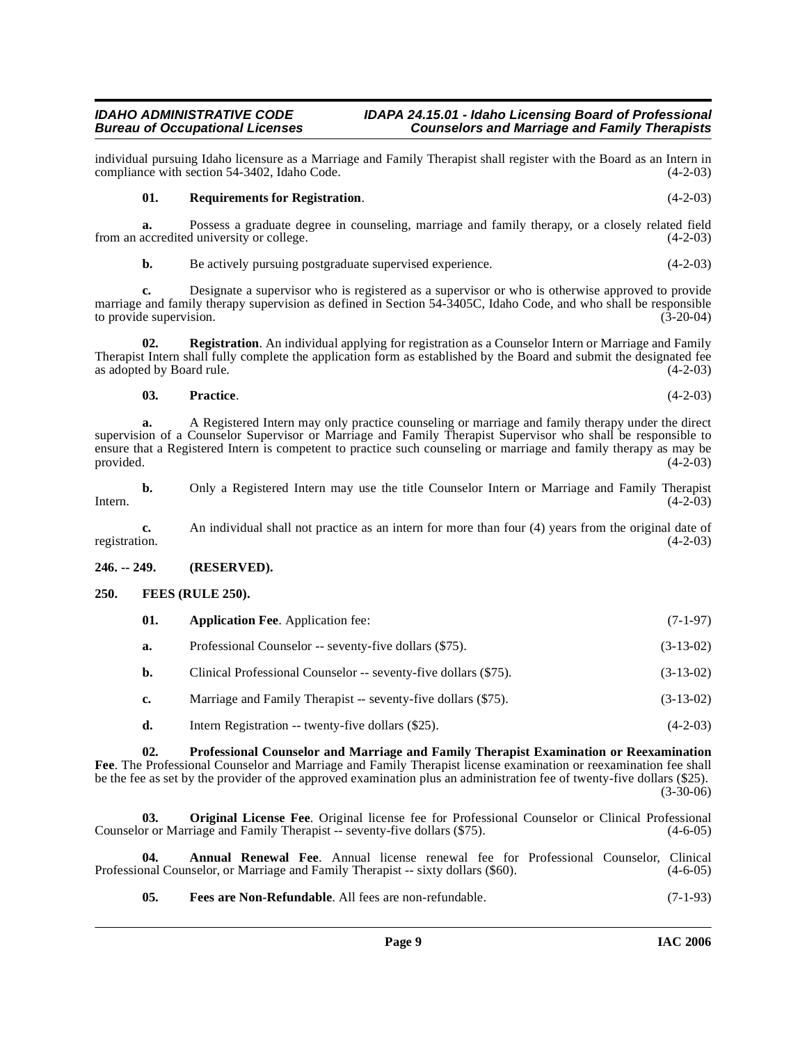individual pursuing Idaho licensure as a Marriage and Family Therapist shall register with the Board as an Intern in compliance with section 54-3402, Idaho Code. (4-2-03)

**01. Requirements for Registration**. (4-2-03)

**a.** Possess a graduate degree in counseling, marriage and family therapy, or a closely related field from an accredited university or college. (4-2-03)

**b.** Be actively pursuing postgraduate supervised experience. (4-2-03)

**c.** Designate a supervisor who is registered as a supervisor or who is otherwise approved to provide marriage and family therapy supervision as defined in Section 54-3405C, Idaho Code, and who shall be responsible to provide supervision. (3-20-04)

**02. Registration**. An individual applying for registration as a Counselor Intern or Marriage and Family Therapist Intern shall fully complete the application form as established by the Board and submit the designated fee as adopted by Board rule. (4-2-03)

**03. Practice**. (4-2-03)

**a.** A Registered Intern may only practice counseling or marriage and family therapy under the direct supervision of a Counselor Supervisor or Marriage and Family Therapist Supervisor who shall be responsible to ensure that a Registered Intern is competent to practice such counseling or marriage and family therapy as may be provided. (4-2-03)

**b.** Only a Registered Intern may use the title Counselor Intern or Marriage and Family Therapist Intern. (4-2-03)

**c.** An individual shall not practice as an intern for more than four (4) years from the original date of registration. (4-2-03)

## 246. -- 249. (RESERVED).

## 250. FEES (RULE 250).

**01. Application Fee**. Application fee: (7-1-97)

**a.** Professional Counselor -- seventy-five dollars ($75). (3-13-02)

**b.** Clinical Professional Counselor -- seventy-five dollars ($75). (3-13-02)

**c.** Marriage and Family Therapist -- seventy-five dollars ($75). (3-13-02)

**d.** Intern Registration -- twenty-five dollars ($25). (4-2-03)

**02. Professional Counselor and Marriage and Family Therapist Examination or Reexamination Fee**. The Professional Counselor and Marriage and Family Therapist license examination or reexamination fee shall be the fee as set by the provider of the approved examination plus an administration fee of twenty-five dollars ($25). (3-30-06)

**03. Original License Fee**. Original license fee for Professional Counselor or Clinical Professional Counselor or Marriage and Family Therapist -- seventy-five dollars ($75). (4-6-05)

**04. Annual Renewal Fee**. Annual license renewal fee for Professional Counselor, Clinical Professional Counselor, or Marriage and Family Therapist -- sixty dollars ($60). (4-6-05)

**05. Fees are Non-Refundable**. All fees are non-refundable. (7-1-93)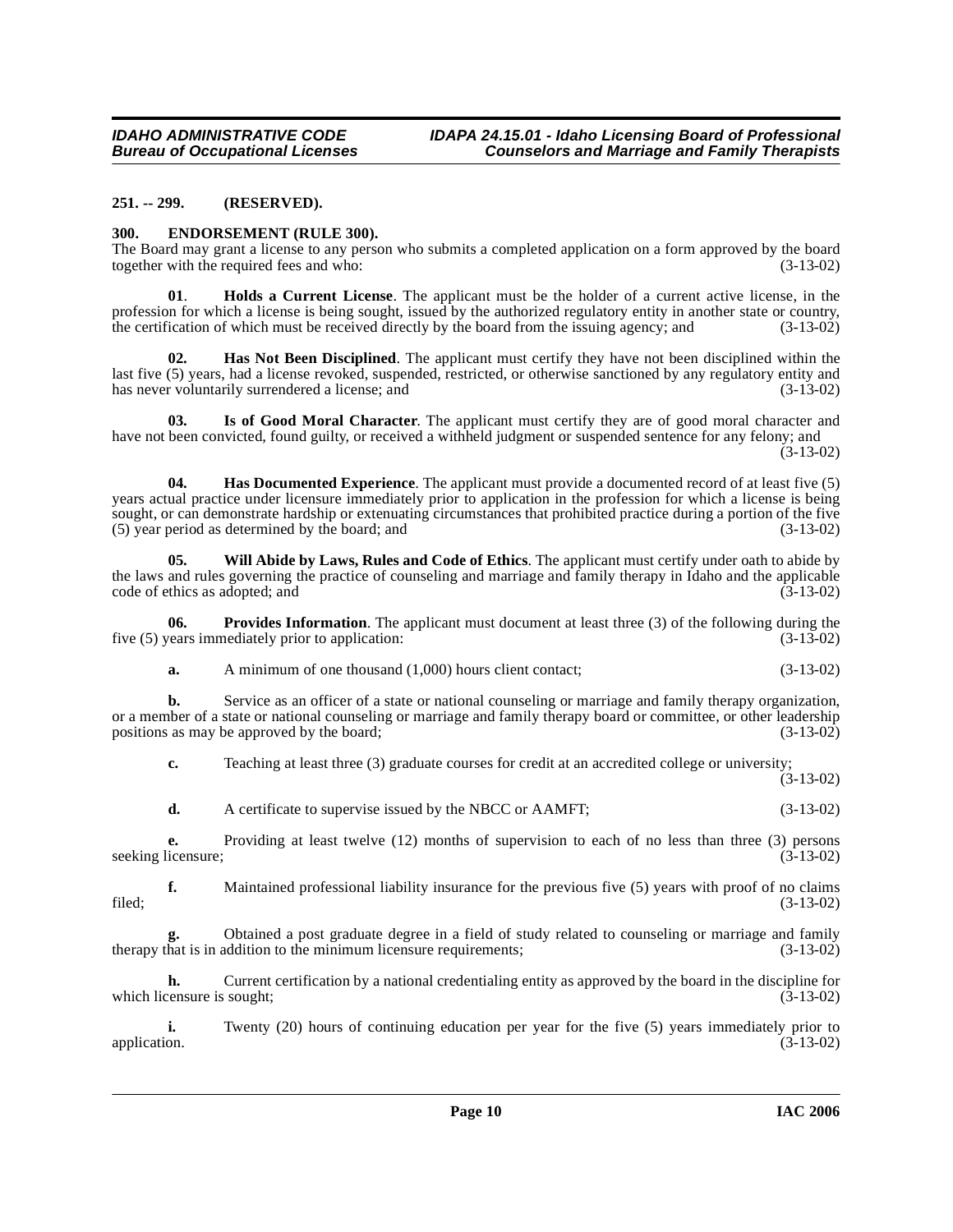**251. -- 299. (RESERVED).**

**300. ENDORSEMENT (RULE 300).**

The Board may grant a license to any person who submits a completed application on a form approved by the board together with the required fees and who: (3-13-02)

**01**. **Holds a Current License**. The applicant must be the holder of a current active license, in the profession for which a license is being sought, issued by the authorized regulatory entity in another state or country, the certification of which must be received directly by the board from the issuing agency; and (3-13-02)

**02. Has Not Been Disciplined**. The applicant must certify they have not been disciplined within the last five (5) years, had a license revoked, suspended, restricted, or otherwise sanctioned by any regulatory entity and has never voluntarily surrendered a license; and (3-13-02)

**03. Is of Good Moral Character**. The applicant must certify they are of good moral character and have not been convicted, found guilty, or received a withheld judgment or suspended sentence for any felony; and (3-13-02)

**04. Has Documented Experience**. The applicant must provide a documented record of at least five (5) years actual practice under licensure immediately prior to application in the profession for which a license is being sought, or can demonstrate hardship or extenuating circumstances that prohibited practice during a portion of the five (5) year period as determined by the board; and (3-13-02)

**05. Will Abide by Laws, Rules and Code of Ethics**. The applicant must certify under oath to abide by the laws and rules governing the practice of counseling and marriage and family therapy in Idaho and the applicable code of ethics as adopted; and (3-13-02)

**06. Provides Information**. The applicant must document at least three (3) of the following during the five (5) years immediately prior to application: (3-13-02)

**a.** A minimum of one thousand (1,000) hours client contact; (3-13-02)

**b.** Service as an officer of a state or national counseling or marriage and family therapy organization, or a member of a state or national counseling or marriage and family therapy board or committee, or other leadership positions as may be approved by the board; (3-13-02)

**c.** Teaching at least three (3) graduate courses for credit at an accredited college or university; (3-13-02)

**d.** A certificate to supervise issued by the NBCC or AAMFT; (3-13-02)

**e.** Providing at least twelve (12) months of supervision to each of no less than three (3) persons seeking licensure; (3-13-02)

**f.** Maintained professional liability insurance for the previous five (5) years with proof of no claims filed; (3-13-02)

**g.** Obtained a post graduate degree in a field of study related to counseling or marriage and family therapy that is in addition to the minimum licensure requirements; (3-13-02)

**h.** Current certification by a national credentialing entity as approved by the board in the discipline for which licensure is sought; (3-13-02)

**i.** Twenty (20) hours of continuing education per year for the five (5) years immediately prior to application. (3-13-02)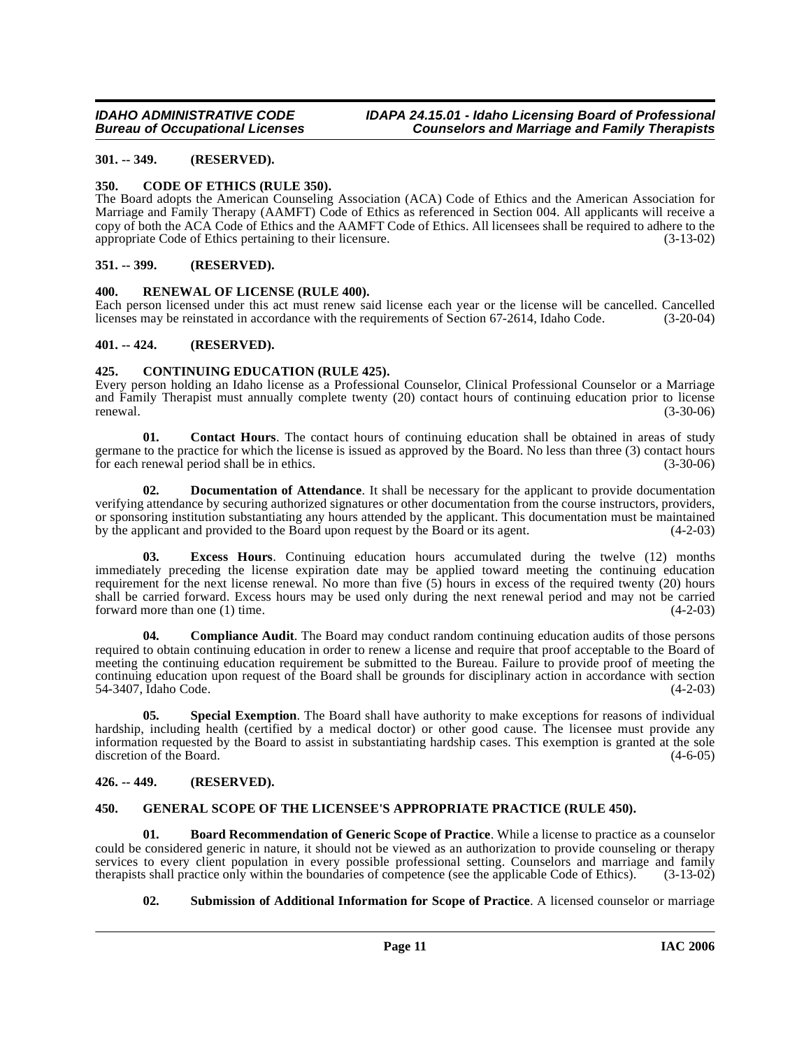**301. -- 349. (RESERVED).**

**350. CODE OF ETHICS (RULE 350).**

The Board adopts the American Counseling Association (ACA) Code of Ethics and the American Association for Marriage and Family Therapy (AAMFT) Code of Ethics as referenced in Section 004. All applicants will receive a copy of both the ACA Code of Ethics and the AAMFT Code of Ethics. All licensees shall be required to adhere to the appropriate Code of Ethics pertaining to their licensure. (3-13-02)

**351. -- 399. (RESERVED).**

**400. RENEWAL OF LICENSE (RULE 400).**

Each person licensed under this act must renew said license each year or the license will be cancelled. Cancelled licenses may be reinstated in accordance with the requirements of Section 67-2614, Idaho Code. (3-20-04)

**401. -- 424. (RESERVED).**

**425. CONTINUING EDUCATION (RULE 425).**

Every person holding an Idaho license as a Professional Counselor, Clinical Professional Counselor or a Marriage and Family Therapist must annually complete twenty (20) contact hours of continuing education prior to license renewal. (3-30-06)

**01. Contact Hours**. The contact hours of continuing education shall be obtained in areas of study germane to the practice for which the license is issued as approved by the Board. No less than three (3) contact hours for each renewal period shall be in ethics. (3-30-06)

**02. Documentation of Attendance**. It shall be necessary for the applicant to provide documentation verifying attendance by securing authorized signatures or other documentation from the course instructors, providers, or sponsoring institution substantiating any hours attended by the applicant. This documentation must be maintained by the applicant and provided to the Board upon request by the Board or its agent. (4-2-03)

**03. Excess Hours**. Continuing education hours accumulated during the twelve (12) months immediately preceding the license expiration date may be applied toward meeting the continuing education requirement for the next license renewal. No more than five (5) hours in excess of the required twenty (20) hours shall be carried forward. Excess hours may be used only during the next renewal period and may not be carried forward more than one (1) time. (4-2-03)

**04. Compliance Audit**. The Board may conduct random continuing education audits of those persons required to obtain continuing education in order to renew a license and require that proof acceptable to the Board of meeting the continuing education requirement be submitted to the Bureau. Failure to provide proof of meeting the continuing education upon request of the Board shall be grounds for disciplinary action in accordance with section 54-3407, Idaho Code. (4-2-03)

**05. Special Exemption**. The Board shall have authority to make exceptions for reasons of individual hardship, including health (certified by a medical doctor) or other good cause. The licensee must provide any information requested by the Board to assist in substantiating hardship cases. This exemption is granted at the sole discretion of the Board. (4-6-05)

**426. -- 449. (RESERVED).**

**450. GENERAL SCOPE OF THE LICENSEE'S APPROPRIATE PRACTICE (RULE 450).**

**01. Board Recommendation of Generic Scope of Practice**. While a license to practice as a counselor could be considered generic in nature, it should not be viewed as an authorization to provide counseling or therapy services to every client population in every possible professional setting. Counselors and marriage and family therapists shall practice only within the boundaries of competence (see the applicable Code of Ethics). (3-13-02)

**02. Submission of Additional Information for Scope of Practice**. A licensed counselor or marriage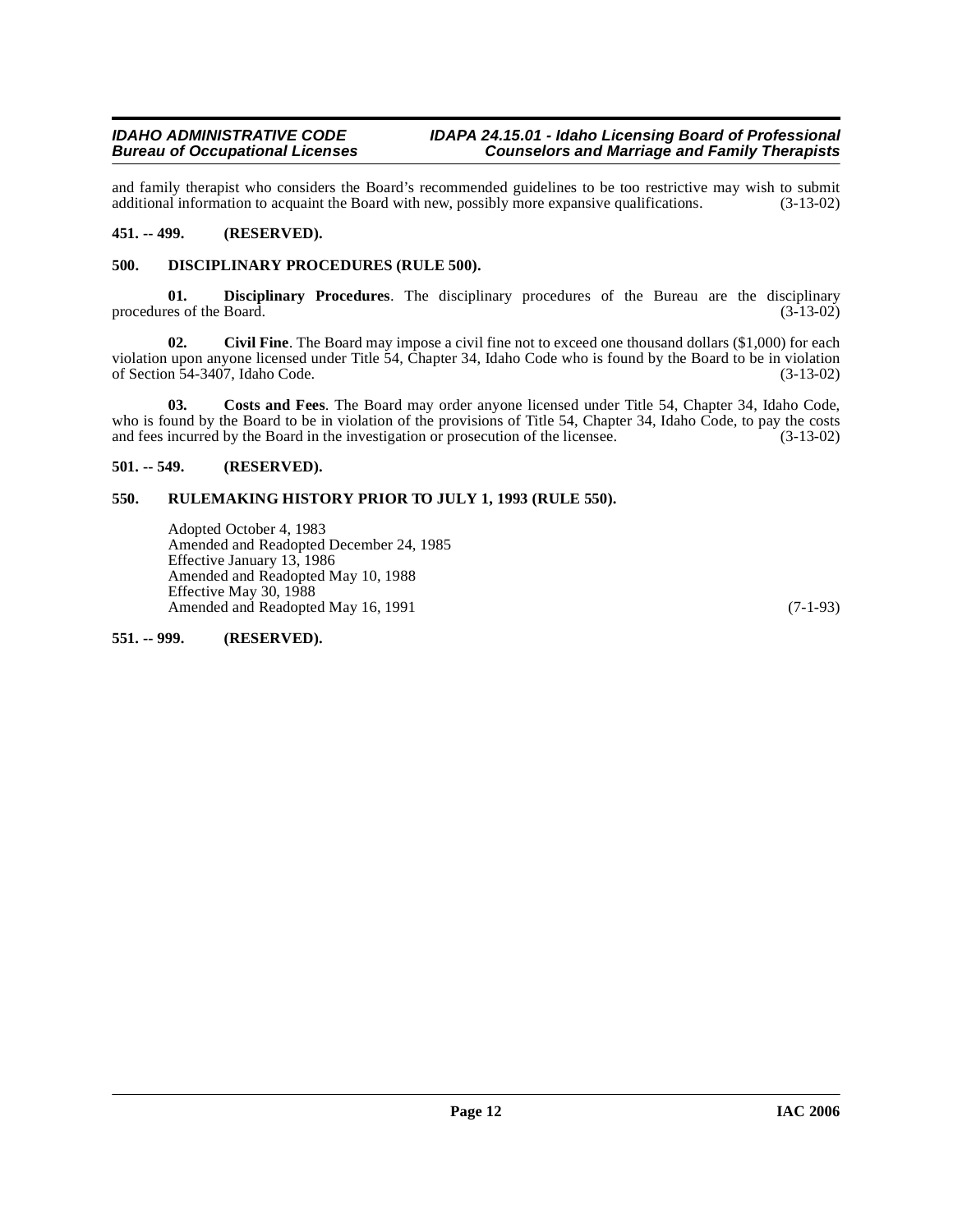and family therapist who considers the Board's recommended guidelines to be too restrictive may wish to submit additional information to acquaint the Board with new, possibly more expansive qualifications. (3-13-02)

**451. -- 499. (RESERVED).**

**500. DISCIPLINARY PROCEDURES (RULE 500).**

**01. Disciplinary Procedures**. The disciplinary procedures of the Bureau are the disciplinary procedures of the Board. (3-13-02)

**02. Civil Fine**. The Board may impose a civil fine not to exceed one thousand dollars ($1,000) for each violation upon anyone licensed under Title 54, Chapter 34, Idaho Code who is found by the Board to be in violation of Section 54-3407, Idaho Code. (3-13-02)

**03. Costs and Fees**. The Board may order anyone licensed under Title 54, Chapter 34, Idaho Code, who is found by the Board to be in violation of the provisions of Title 54, Chapter 34, Idaho Code, to pay the costs and fees incurred by the Board in the investigation or prosecution of the licensee. (3-13-02)

**501. -- 549. (RESERVED).**

**550. RULEMAKING HISTORY PRIOR TO JULY 1, 1993 (RULE 550).**

Adopted October 4, 1983
Amended and Readopted December 24, 1985
Effective January 13, 1986
Amended and Readopted May 10, 1988
Effective May 30, 1988
Amended and Readopted May 16, 1991 (7-1-93)

**551. -- 999. (RESERVED).**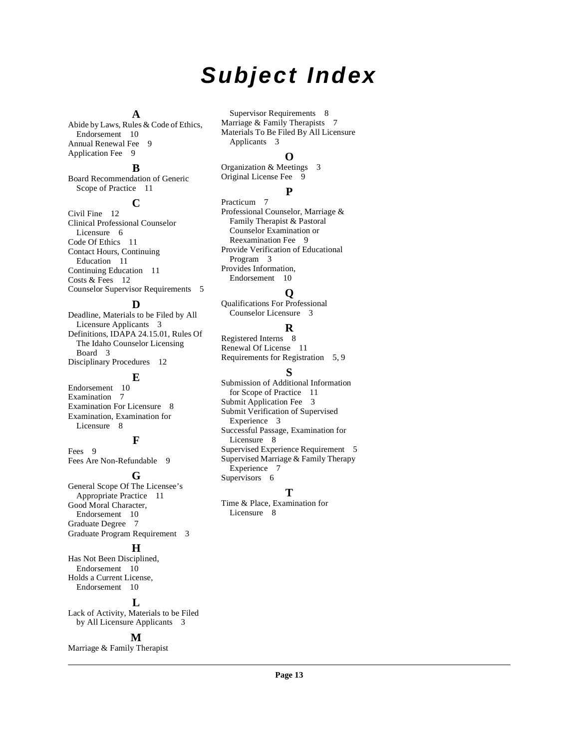# Subject Index

## A

Abide by Laws, Rules & Code of Ethics, Endorsement 10
Annual Renewal Fee 9
Application Fee 9

## B

Board Recommendation of Generic Scope of Practice 11

## C

Civil Fine 12
Clinical Professional Counselor Licensure 6
Code Of Ethics 11
Contact Hours, Continuing Education 11
Continuing Education 11
Costs & Fees 12
Counselor Supervisor Requirements 5

## D

Deadline, Materials to be Filed by All Licensure Applicants 3
Definitions, IDAPA 24.15.01, Rules Of The Idaho Counselor Licensing Board 3
Disciplinary Procedures 12

## E

Endorsement 10
Examination 7
Examination For Licensure 8
Examination, Examination for Licensure 8

## F

Fees 9
Fees Are Non-Refundable 9

## G

General Scope Of The Licensee's Appropriate Practice 11
Good Moral Character, Endorsement 10
Graduate Degree 7
Graduate Program Requirement 3

## H

Has Not Been Disciplined, Endorsement 10
Holds a Current License, Endorsement 10

## L

Lack of Activity, Materials to be Filed by All Licensure Applicants 3

## M

Marriage & Family Therapist Supervisor Requirements 8
Marriage & Family Therapists 7
Materials To Be Filed By All Licensure Applicants 3

## O

Organization & Meetings 3
Original License Fee 9

## P

Practicum 7
Professional Counselor, Marriage & Family Therapist & Pastoral Counselor Examination or Reexamination Fee 9
Provide Verification of Educational Program 3
Provides Information, Endorsement 10

## Q

Qualifications For Professional Counselor Licensure 3

## R

Registered Interns 8
Renewal Of License 11
Requirements for Registration 5, 9

## S

Submission of Additional Information for Scope of Practice 11
Submit Application Fee 3
Submit Verification of Supervised Experience 3
Successful Passage, Examination for Licensure 8
Supervised Experience Requirement 5
Supervised Marriage & Family Therapy Experience 7
Supervisors 6

## T

Time & Place, Examination for Licensure 8